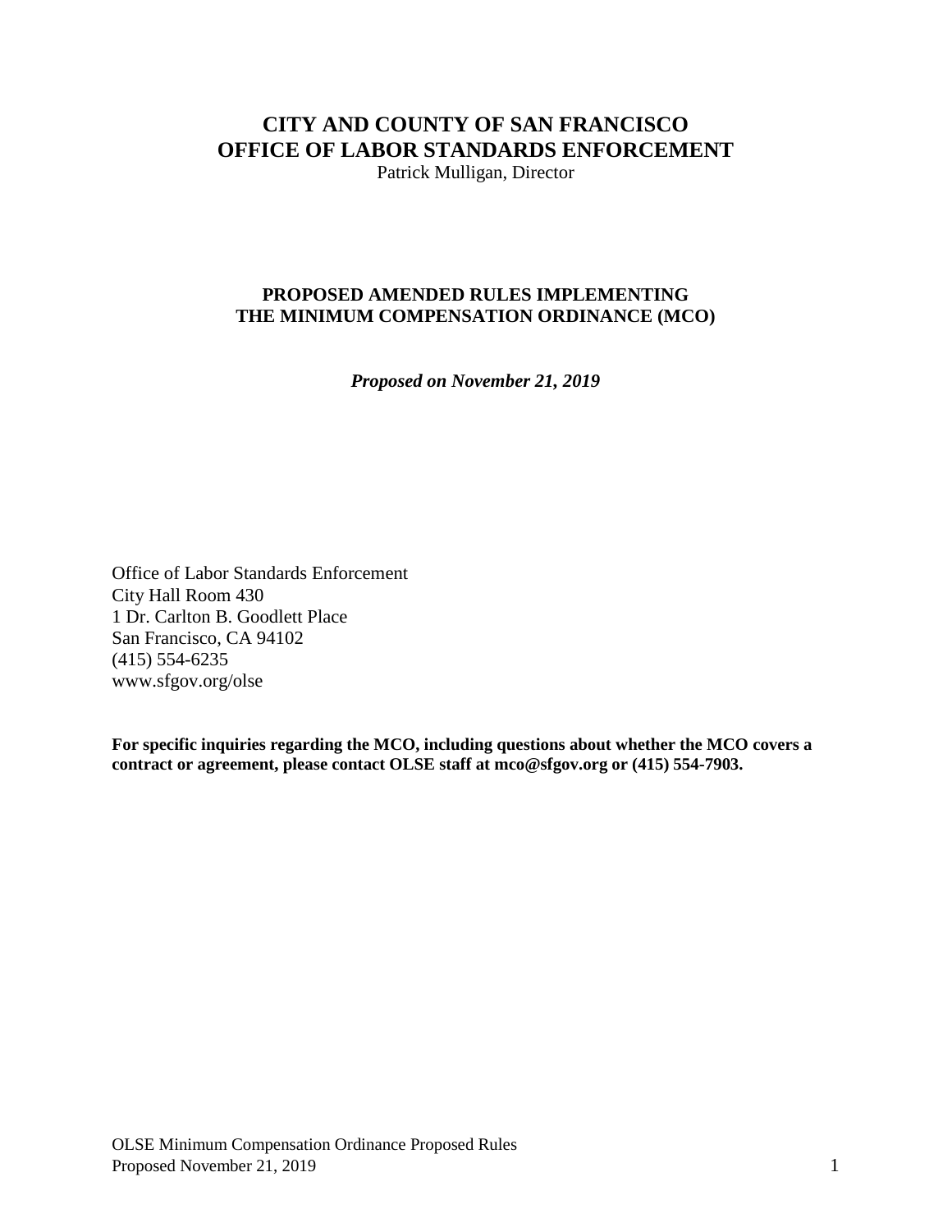# CITY AND COUNTY OF SAN FRANCISCO
# OFFICE OF LABOR STANDARDS ENFORCEMENT

Patrick Mulligan, Director

## PROPOSED AMENDED RULES IMPLEMENTING THE MINIMUM COMPENSATION ORDINANCE (MCO)

***Proposed on November 21, 2019***

Office of Labor Standards Enforcement
City Hall Room 430
1 Dr. Carlton B. Goodlett Place
San Francisco, CA 94102
(415) 554-6235
www.sfgov.org/olse

**For specific inquiries regarding the MCO, including questions about whether the MCO covers a contract or agreement, please contact OLSE staff at mco@sfgov.org or (415) 554-7903.**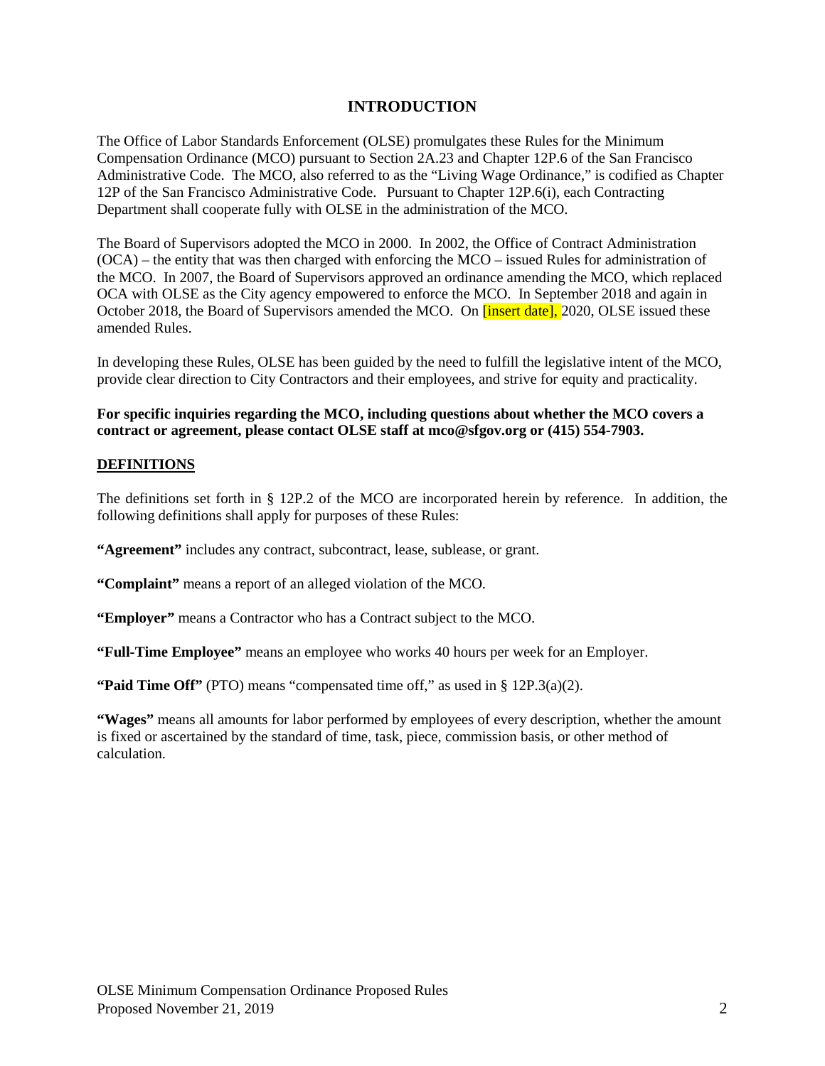## INTRODUCTION

The Office of Labor Standards Enforcement (OLSE) promulgates these Rules for the Minimum Compensation Ordinance (MCO) pursuant to Section 2A.23 and Chapter 12P.6 of the San Francisco Administrative Code. The MCO, also referred to as the "Living Wage Ordinance," is codified as Chapter 12P of the San Francisco Administrative Code. Pursuant to Chapter 12P.6(i), each Contracting Department shall cooperate fully with OLSE in the administration of the MCO.

The Board of Supervisors adopted the MCO in 2000. In 2002, the Office of Contract Administration (OCA) – the entity that was then charged with enforcing the MCO – issued Rules for administration of the MCO. In 2007, the Board of Supervisors approved an ordinance amending the MCO, which replaced OCA with OLSE as the City agency empowered to enforce the MCO. In September 2018 and again in October 2018, the Board of Supervisors amended the MCO. On [insert date], 2020, OLSE issued these amended Rules.

In developing these Rules, OLSE has been guided by the need to fulfill the legislative intent of the MCO, provide clear direction to City Contractors and their employees, and strive for equity and practicality.

**For specific inquiries regarding the MCO, including questions about whether the MCO covers a contract or agreement, please contact OLSE staff at mco@sfgov.org or (415) 554-7903.**

## DEFINITIONS

The definitions set forth in § 12P.2 of the MCO are incorporated herein by reference. In addition, the following definitions shall apply for purposes of these Rules:

**"Agreement"** includes any contract, subcontract, lease, sublease, or grant.

**"Complaint"** means a report of an alleged violation of the MCO.

**"Employer"** means a Contractor who has a Contract subject to the MCO.

**"Full-Time Employee"** means an employee who works 40 hours per week for an Employer.

**"Paid Time Off"** (PTO) means "compensated time off," as used in § 12P.3(a)(2).

**"Wages"** means all amounts for labor performed by employees of every description, whether the amount is fixed or ascertained by the standard of time, task, piece, commission basis, or other method of calculation.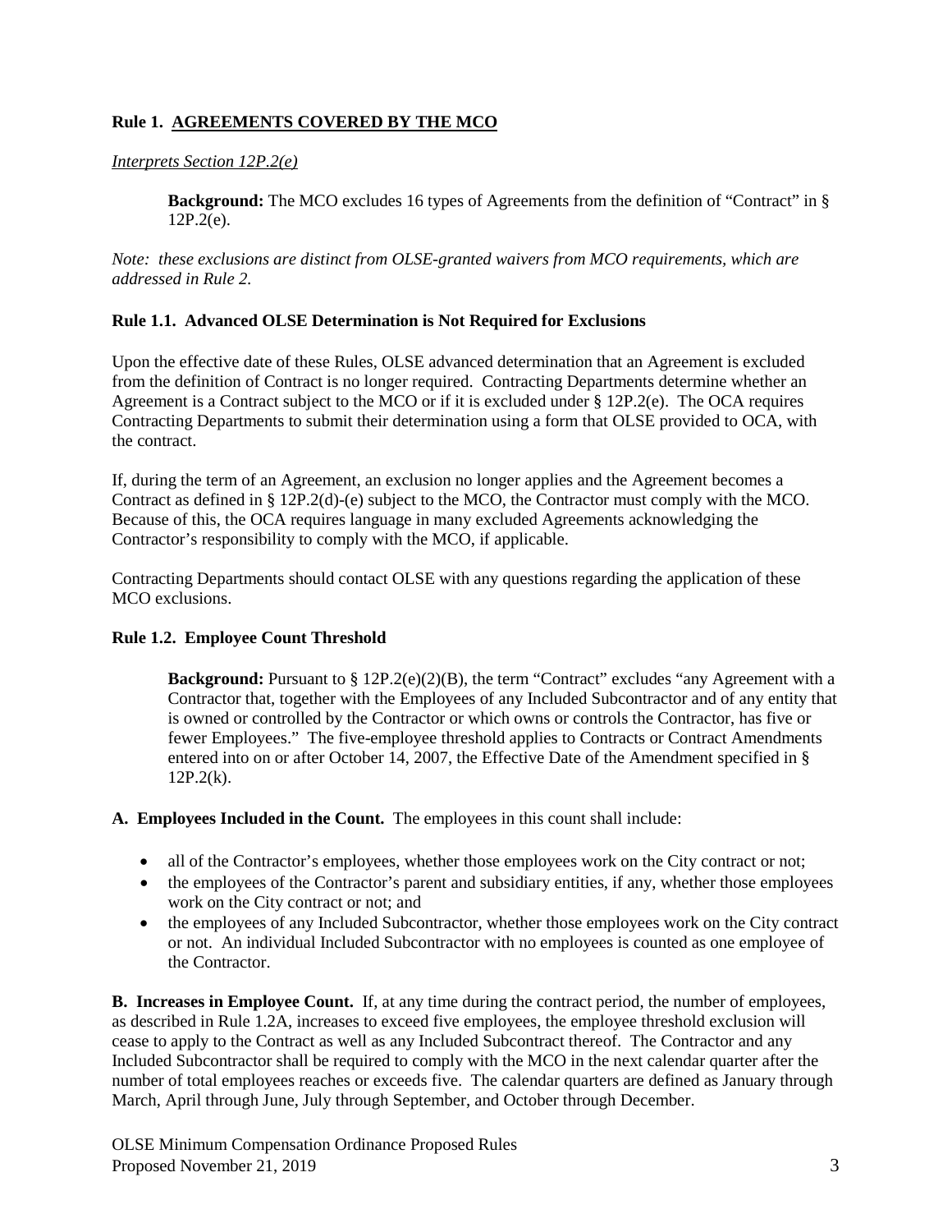## Rule 1. AGREEMENTS COVERED BY THE MCO

*Interprets Section 12P.2(e)*

> **Background:** The MCO excludes 16 types of Agreements from the definition of "Contract" in § 12P.2(e).

*Note: these exclusions are distinct from OLSE-granted waivers from MCO requirements, which are addressed in Rule 2.*

### Rule 1.1. Advanced OLSE Determination is Not Required for Exclusions

Upon the effective date of these Rules, OLSE advanced determination that an Agreement is excluded from the definition of Contract is no longer required. Contracting Departments determine whether an Agreement is a Contract subject to the MCO or if it is excluded under § 12P.2(e). The OCA requires Contracting Departments to submit their determination using a form that OLSE provided to OCA, with the contract.

If, during the term of an Agreement, an exclusion no longer applies and the Agreement becomes a Contract as defined in § 12P.2(d)-(e) subject to the MCO, the Contractor must comply with the MCO. Because of this, the OCA requires language in many excluded Agreements acknowledging the Contractor's responsibility to comply with the MCO, if applicable.

Contracting Departments should contact OLSE with any questions regarding the application of these MCO exclusions.

### Rule 1.2. Employee Count Threshold

> **Background:** Pursuant to § 12P.2(e)(2)(B), the term "Contract" excludes "any Agreement with a Contractor that, together with the Employees of any Included Subcontractor and of any entity that is owned or controlled by the Contractor or which owns or controls the Contractor, has five or fewer Employees." The five-employee threshold applies to Contracts or Contract Amendments entered into on or after October 14, 2007, the Effective Date of the Amendment specified in § 12P.2(k).

**A. Employees Included in the Count.** The employees in this count shall include:

- all of the Contractor's employees, whether those employees work on the City contract or not;
- the employees of the Contractor's parent and subsidiary entities, if any, whether those employees work on the City contract or not; and
- the employees of any Included Subcontractor, whether those employees work on the City contract or not. An individual Included Subcontractor with no employees is counted as one employee of the Contractor.

**B. Increases in Employee Count.** If, at any time during the contract period, the number of employees, as described in Rule 1.2A, increases to exceed five employees, the employee threshold exclusion will cease to apply to the Contract as well as any Included Subcontract thereof. The Contractor and any Included Subcontractor shall be required to comply with the MCO in the next calendar quarter after the number of total employees reaches or exceeds five. The calendar quarters are defined as January through March, April through June, July through September, and October through December.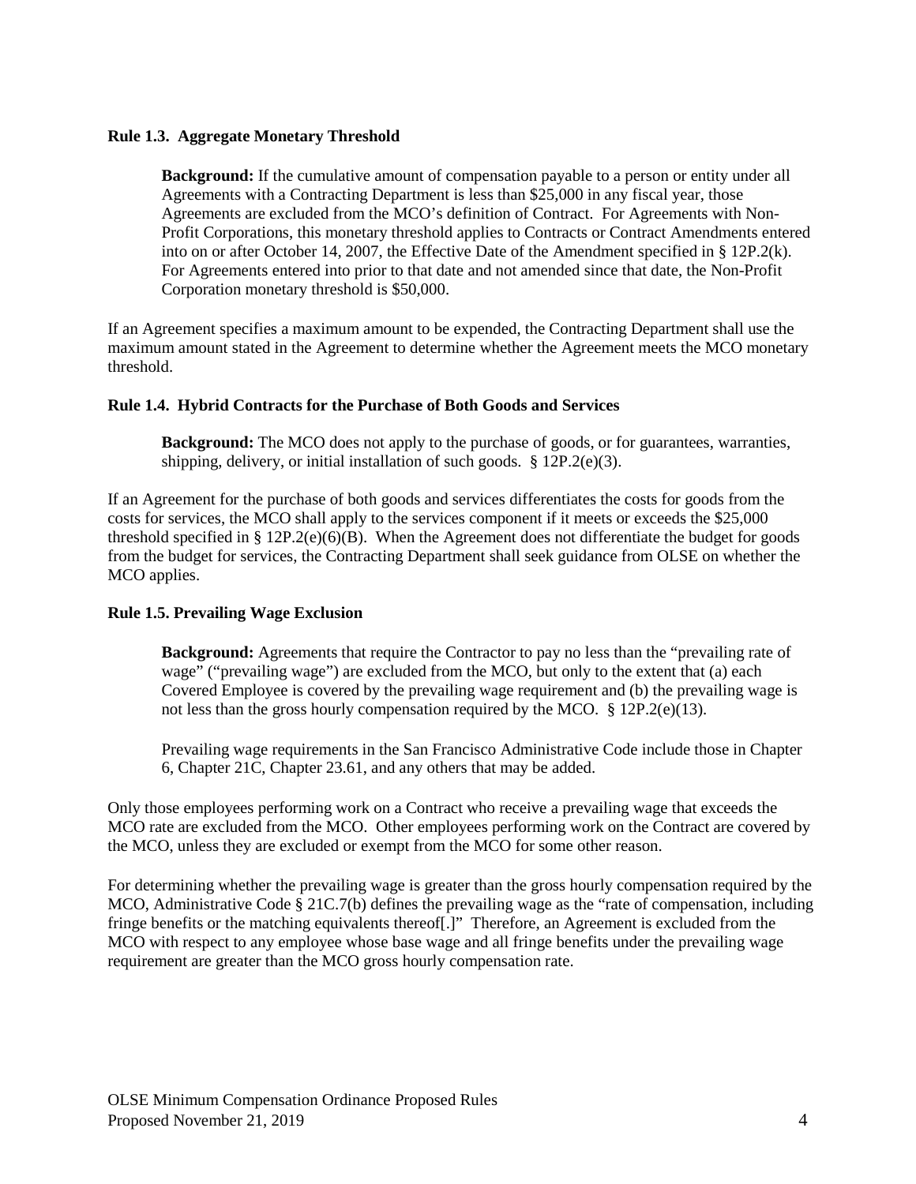**Rule 1.3. Aggregate Monetary Threshold**

> **Background:** If the cumulative amount of compensation payable to a person or entity under all Agreements with a Contracting Department is less than $25,000 in any fiscal year, those Agreements are excluded from the MCO's definition of Contract. For Agreements with Non-Profit Corporations, this monetary threshold applies to Contracts or Contract Amendments entered into on or after October 14, 2007, the Effective Date of the Amendment specified in § 12P.2(k). For Agreements entered into prior to that date and not amended since that date, the Non-Profit Corporation monetary threshold is $50,000.

If an Agreement specifies a maximum amount to be expended, the Contracting Department shall use the maximum amount stated in the Agreement to determine whether the Agreement meets the MCO monetary threshold.

**Rule 1.4. Hybrid Contracts for the Purchase of Both Goods and Services**

> **Background:** The MCO does not apply to the purchase of goods, or for guarantees, warranties, shipping, delivery, or initial installation of such goods. § 12P.2(e)(3).

If an Agreement for the purchase of both goods and services differentiates the costs for goods from the costs for services, the MCO shall apply to the services component if it meets or exceeds the $25,000 threshold specified in § 12P.2(e)(6)(B). When the Agreement does not differentiate the budget for goods from the budget for services, the Contracting Department shall seek guidance from OLSE on whether the MCO applies.

**Rule 1.5. Prevailing Wage Exclusion**

> **Background:** Agreements that require the Contractor to pay no less than the "prevailing rate of wage" ("prevailing wage") are excluded from the MCO, but only to the extent that (a) each Covered Employee is covered by the prevailing wage requirement and (b) the prevailing wage is not less than the gross hourly compensation required by the MCO. § 12P.2(e)(13).
>
> Prevailing wage requirements in the San Francisco Administrative Code include those in Chapter 6, Chapter 21C, Chapter 23.61, and any others that may be added.

Only those employees performing work on a Contract who receive a prevailing wage that exceeds the MCO rate are excluded from the MCO. Other employees performing work on the Contract are covered by the MCO, unless they are excluded or exempt from the MCO for some other reason.

For determining whether the prevailing wage is greater than the gross hourly compensation required by the MCO, Administrative Code § 21C.7(b) defines the prevailing wage as the "rate of compensation, including fringe benefits or the matching equivalents thereof[.]" Therefore, an Agreement is excluded from the MCO with respect to any employee whose base wage and all fringe benefits under the prevailing wage requirement are greater than the MCO gross hourly compensation rate.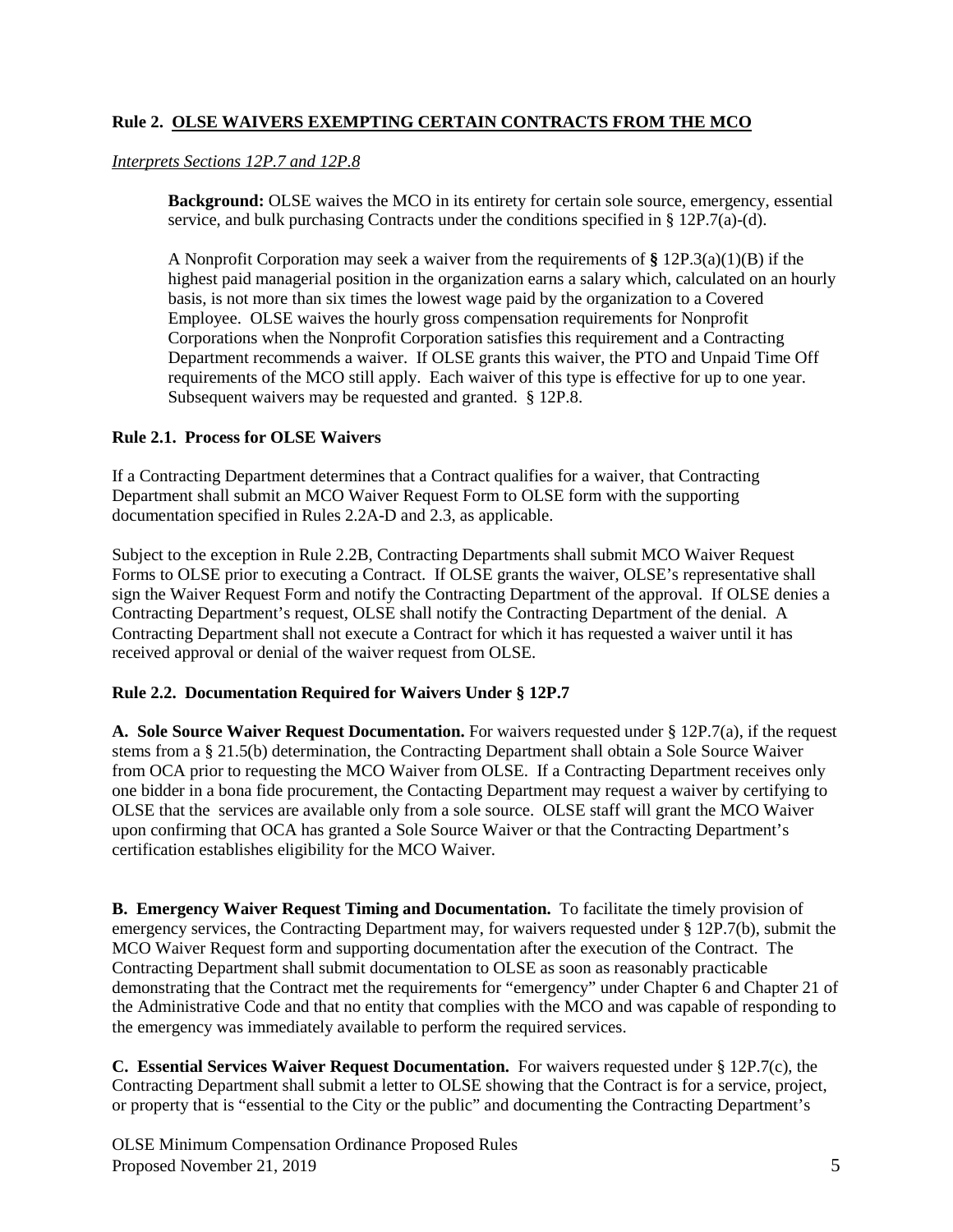**Rule 2. OLSE WAIVERS EXEMPTING CERTAIN CONTRACTS FROM THE MCO**

*Interprets Sections 12P.7 and 12P.8*

> **Background:** OLSE waives the MCO in its entirety for certain sole source, emergency, essential service, and bulk purchasing Contracts under the conditions specified in § 12P.7(a)-(d).
>
> A Nonprofit Corporation may seek a waiver from the requirements of **§** 12P.3(a)(1)(B) if the highest paid managerial position in the organization earns a salary which, calculated on an hourly basis, is not more than six times the lowest wage paid by the organization to a Covered Employee. OLSE waives the hourly gross compensation requirements for Nonprofit Corporations when the Nonprofit Corporation satisfies this requirement and a Contracting Department recommends a waiver. If OLSE grants this waiver, the PTO and Unpaid Time Off requirements of the MCO still apply. Each waiver of this type is effective for up to one year. Subsequent waivers may be requested and granted. § 12P.8.

**Rule 2.1. Process for OLSE Waivers**

If a Contracting Department determines that a Contract qualifies for a waiver, that Contracting Department shall submit an MCO Waiver Request Form to OLSE form with the supporting documentation specified in Rules 2.2A-D and 2.3, as applicable.

Subject to the exception in Rule 2.2B, Contracting Departments shall submit MCO Waiver Request Forms to OLSE prior to executing a Contract. If OLSE grants the waiver, OLSE's representative shall sign the Waiver Request Form and notify the Contracting Department of the approval. If OLSE denies a Contracting Department's request, OLSE shall notify the Contracting Department of the denial. A Contracting Department shall not execute a Contract for which it has requested a waiver until it has received approval or denial of the waiver request from OLSE.

**Rule 2.2. Documentation Required for Waivers Under § 12P.7**

**A. Sole Source Waiver Request Documentation.** For waivers requested under § 12P.7(a), if the request stems from a § 21.5(b) determination, the Contracting Department shall obtain a Sole Source Waiver from OCA prior to requesting the MCO Waiver from OLSE. If a Contracting Department receives only one bidder in a bona fide procurement, the Contacting Department may request a waiver by certifying to OLSE that the services are available only from a sole source. OLSE staff will grant the MCO Waiver upon confirming that OCA has granted a Sole Source Waiver or that the Contracting Department's certification establishes eligibility for the MCO Waiver.

**B. Emergency Waiver Request Timing and Documentation.** To facilitate the timely provision of emergency services, the Contracting Department may, for waivers requested under § 12P.7(b), submit the MCO Waiver Request form and supporting documentation after the execution of the Contract. The Contracting Department shall submit documentation to OLSE as soon as reasonably practicable demonstrating that the Contract met the requirements for "emergency" under Chapter 6 and Chapter 21 of the Administrative Code and that no entity that complies with the MCO and was capable of responding to the emergency was immediately available to perform the required services.

**C. Essential Services Waiver Request Documentation.** For waivers requested under § 12P.7(c), the Contracting Department shall submit a letter to OLSE showing that the Contract is for a service, project, or property that is "essential to the City or the public" and documenting the Contracting Department's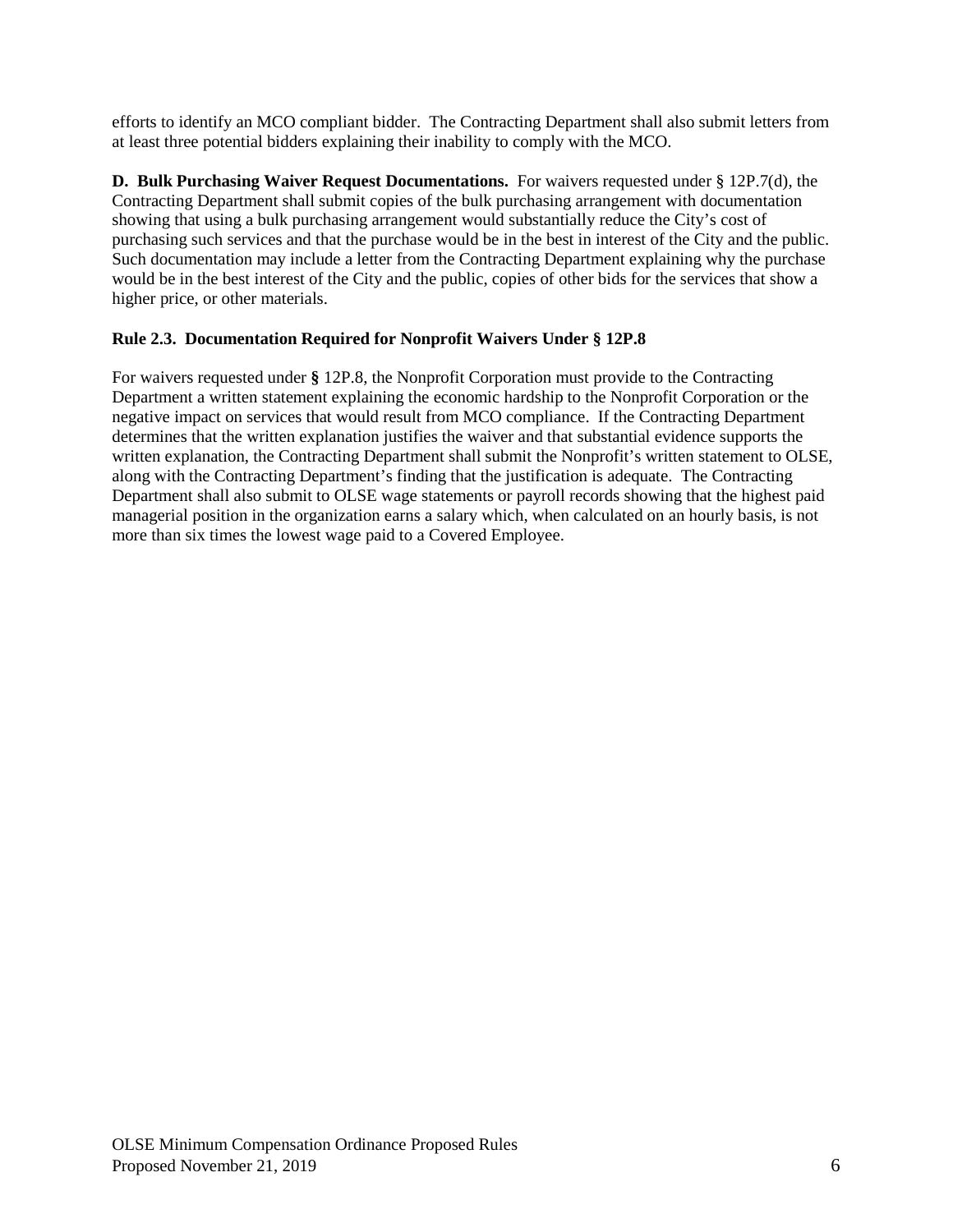efforts to identify an MCO compliant bidder. The Contracting Department shall also submit letters from at least three potential bidders explaining their inability to comply with the MCO.

**D. Bulk Purchasing Waiver Request Documentations.** For waivers requested under § 12P.7(d), the Contracting Department shall submit copies of the bulk purchasing arrangement with documentation showing that using a bulk purchasing arrangement would substantially reduce the City's cost of purchasing such services and that the purchase would be in the best in interest of the City and the public. Such documentation may include a letter from the Contracting Department explaining why the purchase would be in the best interest of the City and the public, copies of other bids for the services that show a higher price, or other materials.

**Rule 2.3. Documentation Required for Nonprofit Waivers Under § 12P.8**

For waivers requested under **§** 12P.8, the Nonprofit Corporation must provide to the Contracting Department a written statement explaining the economic hardship to the Nonprofit Corporation or the negative impact on services that would result from MCO compliance. If the Contracting Department determines that the written explanation justifies the waiver and that substantial evidence supports the written explanation, the Contracting Department shall submit the Nonprofit's written statement to OLSE, along with the Contracting Department's finding that the justification is adequate. The Contracting Department shall also submit to OLSE wage statements or payroll records showing that the highest paid managerial position in the organization earns a salary which, when calculated on an hourly basis, is not more than six times the lowest wage paid to a Covered Employee.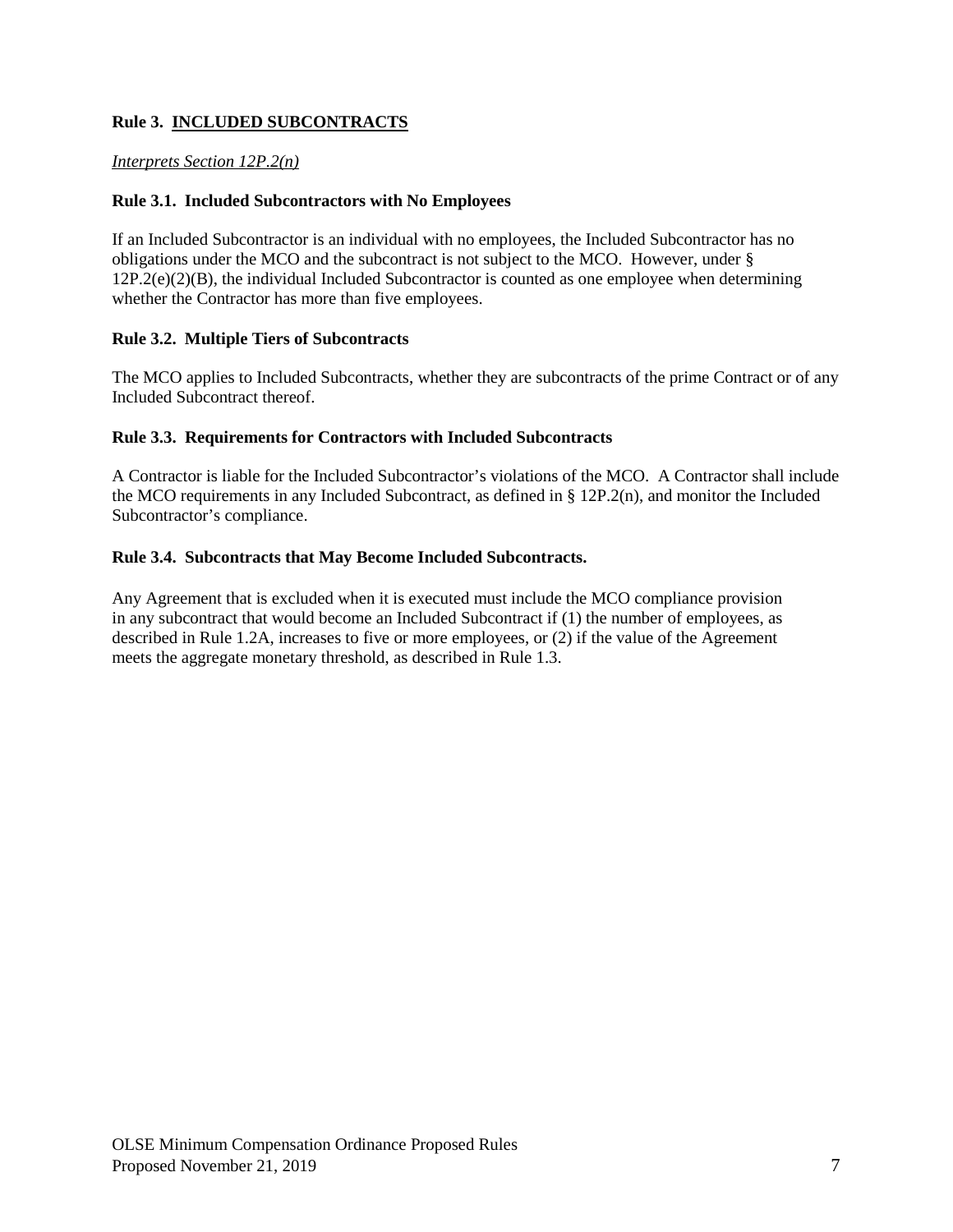## Rule 3. <u>INCLUDED SUBCONTRACTS</u>

*<u>Interprets Section 12P.2(n)</u>*

### Rule 3.1. Included Subcontractors with No Employees

If an Included Subcontractor is an individual with no employees, the Included Subcontractor has no obligations under the MCO and the subcontract is not subject to the MCO. However, under § 12P.2(e)(2)(B), the individual Included Subcontractor is counted as one employee when determining whether the Contractor has more than five employees.

### Rule 3.2. Multiple Tiers of Subcontracts

The MCO applies to Included Subcontracts, whether they are subcontracts of the prime Contract or of any Included Subcontract thereof.

### Rule 3.3. Requirements for Contractors with Included Subcontracts

A Contractor is liable for the Included Subcontractor's violations of the MCO. A Contractor shall include the MCO requirements in any Included Subcontract, as defined in § 12P.2(n), and monitor the Included Subcontractor's compliance.

### Rule 3.4. Subcontracts that May Become Included Subcontracts.

Any Agreement that is excluded when it is executed must include the MCO compliance provision in any subcontract that would become an Included Subcontract if (1) the number of employees, as described in Rule 1.2A, increases to five or more employees, or (2) if the value of the Agreement meets the aggregate monetary threshold, as described in Rule 1.3.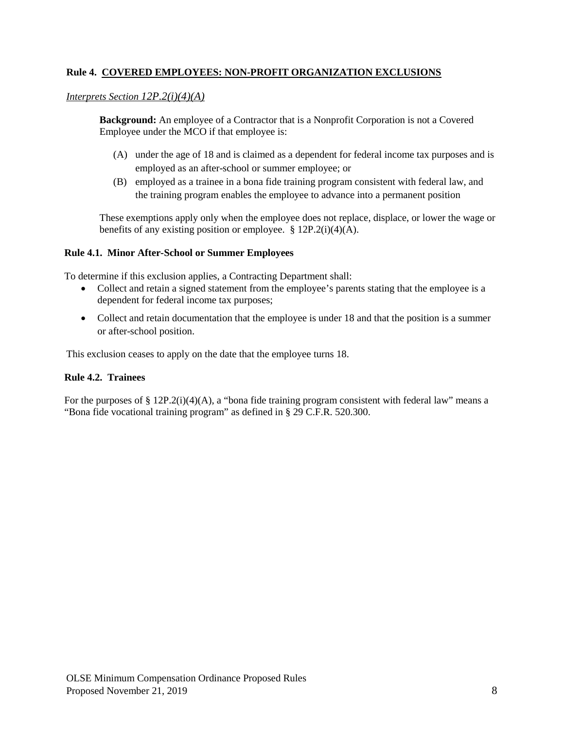## Rule 4. COVERED EMPLOYEES: NON-PROFIT ORGANIZATION EXCLUSIONS

*Interprets Section 12P.2(i)(4)(A)*

**Background:** An employee of a Contractor that is a Nonprofit Corporation is not a Covered Employee under the MCO if that employee is:

(A) under the age of 18 and is claimed as a dependent for federal income tax purposes and is employed as an after-school or summer employee; or

(B) employed as a trainee in a bona fide training program consistent with federal law, and the training program enables the employee to advance into a permanent position

These exemptions apply only when the employee does not replace, displace, or lower the wage or benefits of any existing position or employee. § 12P.2(i)(4)(A).

### Rule 4.1. Minor After-School or Summer Employees

To determine if this exclusion applies, a Contracting Department shall:

- Collect and retain a signed statement from the employee's parents stating that the employee is a dependent for federal income tax purposes;
- Collect and retain documentation that the employee is under 18 and that the position is a summer or after-school position.

This exclusion ceases to apply on the date that the employee turns 18.

### Rule 4.2. Trainees

For the purposes of § 12P.2(i)(4)(A), a "bona fide training program consistent with federal law" means a "Bona fide vocational training program" as defined in § 29 C.F.R. 520.300.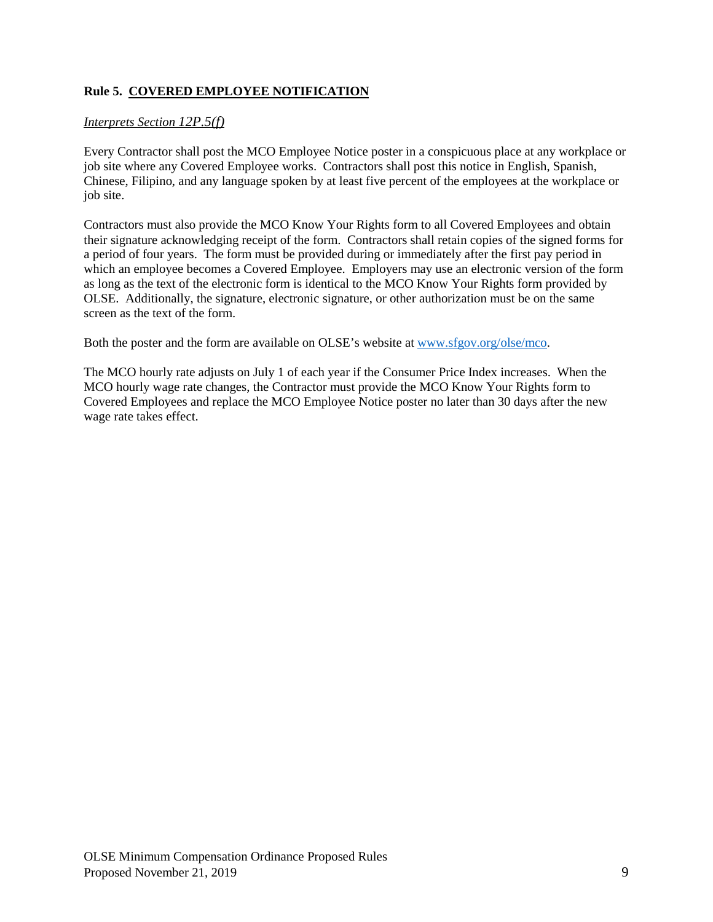## Rule 5. COVERED EMPLOYEE NOTIFICATION

*Interprets Section 12P.5(f)*

Every Contractor shall post the MCO Employee Notice poster in a conspicuous place at any workplace or job site where any Covered Employee works. Contractors shall post this notice in English, Spanish, Chinese, Filipino, and any language spoken by at least five percent of the employees at the workplace or job site.

Contractors must also provide the MCO Know Your Rights form to all Covered Employees and obtain their signature acknowledging receipt of the form. Contractors shall retain copies of the signed forms for a period of four years. The form must be provided during or immediately after the first pay period in which an employee becomes a Covered Employee. Employers may use an electronic version of the form as long as the text of the electronic form is identical to the MCO Know Your Rights form provided by OLSE. Additionally, the signature, electronic signature, or other authorization must be on the same screen as the text of the form.

Both the poster and the form are available on OLSE's website at [www.sfgov.org/olse/mco](http://www.sfgov.org/olse/mco).

The MCO hourly rate adjusts on July 1 of each year if the Consumer Price Index increases. When the MCO hourly wage rate changes, the Contractor must provide the MCO Know Your Rights form to Covered Employees and replace the MCO Employee Notice poster no later than 30 days after the new wage rate takes effect.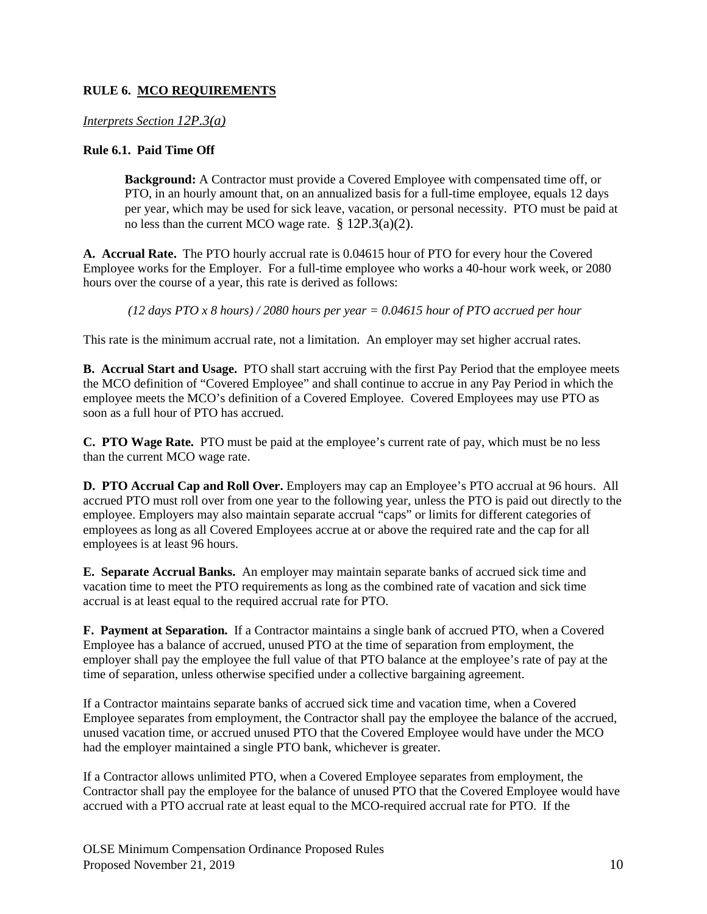## RULE 6. <u>MCO REQUIREMENTS</u>

*<u>Interprets Section 12P.3(a)</u>*

### Rule 6.1. Paid Time Off

> **Background:** A Contractor must provide a Covered Employee with compensated time off, or PTO, in an hourly amount that, on an annualized basis for a full-time employee, equals 12 days per year, which may be used for sick leave, vacation, or personal necessity. PTO must be paid at no less than the current MCO wage rate. § 12P.3(a)(2).

**A. Accrual Rate.** The PTO hourly accrual rate is 0.04615 hour of PTO for every hour the Covered Employee works for the Employer. For a full-time employee who works a 40-hour work week, or 2080 hours over the course of a year, this rate is derived as follows:

*(12 days PTO x 8 hours) / 2080 hours per year = 0.04615 hour of PTO accrued per hour*

This rate is the minimum accrual rate, not a limitation. An employer may set higher accrual rates.

**B. Accrual Start and Usage.** PTO shall start accruing with the first Pay Period that the employee meets the MCO definition of "Covered Employee" and shall continue to accrue in any Pay Period in which the employee meets the MCO's definition of a Covered Employee. Covered Employees may use PTO as soon as a full hour of PTO has accrued.

**C. PTO Wage Rate.** PTO must be paid at the employee's current rate of pay, which must be no less than the current MCO wage rate.

**D. PTO Accrual Cap and Roll Over.** Employers may cap an Employee's PTO accrual at 96 hours. All accrued PTO must roll over from one year to the following year, unless the PTO is paid out directly to the employee. Employers may also maintain separate accrual "caps" or limits for different categories of employees as long as all Covered Employees accrue at or above the required rate and the cap for all employees is at least 96 hours.

**E. Separate Accrual Banks.** An employer may maintain separate banks of accrued sick time and vacation time to meet the PTO requirements as long as the combined rate of vacation and sick time accrual is at least equal to the required accrual rate for PTO.

**F. Payment at Separation.** If a Contractor maintains a single bank of accrued PTO, when a Covered Employee has a balance of accrued, unused PTO at the time of separation from employment, the employer shall pay the employee the full value of that PTO balance at the employee's rate of pay at the time of separation, unless otherwise specified under a collective bargaining agreement.

If a Contractor maintains separate banks of accrued sick time and vacation time, when a Covered Employee separates from employment, the Contractor shall pay the employee the balance of the accrued, unused vacation time, or accrued unused PTO that the Covered Employee would have under the MCO had the employer maintained a single PTO bank, whichever is greater.

If a Contractor allows unlimited PTO, when a Covered Employee separates from employment, the Contractor shall pay the employee for the balance of unused PTO that the Covered Employee would have accrued with a PTO accrual rate at least equal to the MCO-required accrual rate for PTO. If the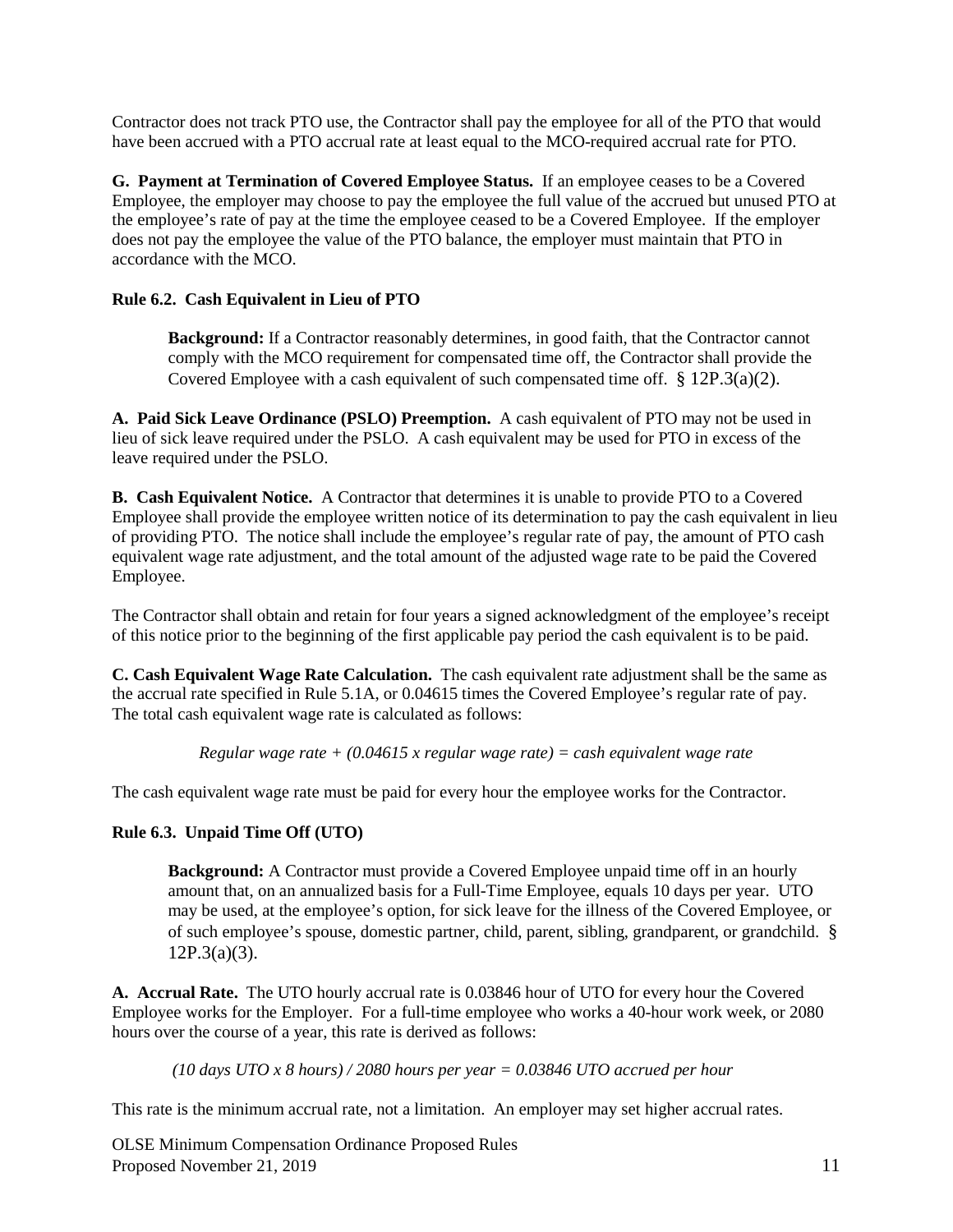Contractor does not track PTO use, the Contractor shall pay the employee for all of the PTO that would have been accrued with a PTO accrual rate at least equal to the MCO-required accrual rate for PTO.

**G. Payment at Termination of Covered Employee Status.** If an employee ceases to be a Covered Employee, the employer may choose to pay the employee the full value of the accrued but unused PTO at the employee's rate of pay at the time the employee ceased to be a Covered Employee. If the employer does not pay the employee the value of the PTO balance, the employer must maintain that PTO in accordance with the MCO.

**Rule 6.2. Cash Equivalent in Lieu of PTO**

> **Background:** If a Contractor reasonably determines, in good faith, that the Contractor cannot comply with the MCO requirement for compensated time off, the Contractor shall provide the Covered Employee with a cash equivalent of such compensated time off. § 12P.3(a)(2).

**A. Paid Sick Leave Ordinance (PSLO) Preemption.** A cash equivalent of PTO may not be used in lieu of sick leave required under the PSLO. A cash equivalent may be used for PTO in excess of the leave required under the PSLO.

**B. Cash Equivalent Notice.** A Contractor that determines it is unable to provide PTO to a Covered Employee shall provide the employee written notice of its determination to pay the cash equivalent in lieu of providing PTO. The notice shall include the employee's regular rate of pay, the amount of PTO cash equivalent wage rate adjustment, and the total amount of the adjusted wage rate to be paid the Covered Employee.

The Contractor shall obtain and retain for four years a signed acknowledgment of the employee's receipt of this notice prior to the beginning of the first applicable pay period the cash equivalent is to be paid.

**C. Cash Equivalent Wage Rate Calculation.** The cash equivalent rate adjustment shall be the same as the accrual rate specified in Rule 5.1A, or 0.04615 times the Covered Employee's regular rate of pay. The total cash equivalent wage rate is calculated as follows:

*Regular wage rate + (0.04615 x regular wage rate) = cash equivalent wage rate*

The cash equivalent wage rate must be paid for every hour the employee works for the Contractor.

**Rule 6.3. Unpaid Time Off (UTO)**

> **Background:** A Contractor must provide a Covered Employee unpaid time off in an hourly amount that, on an annualized basis for a Full-Time Employee, equals 10 days per year. UTO may be used, at the employee's option, for sick leave for the illness of the Covered Employee, or of such employee's spouse, domestic partner, child, parent, sibling, grandparent, or grandchild. § 12P.3(a)(3).

**A. Accrual Rate.** The UTO hourly accrual rate is 0.03846 hour of UTO for every hour the Covered Employee works for the Employer. For a full-time employee who works a 40-hour work week, or 2080 hours over the course of a year, this rate is derived as follows:

*(10 days UTO x 8 hours) / 2080 hours per year = 0.03846 UTO accrued per hour*

This rate is the minimum accrual rate, not a limitation. An employer may set higher accrual rates.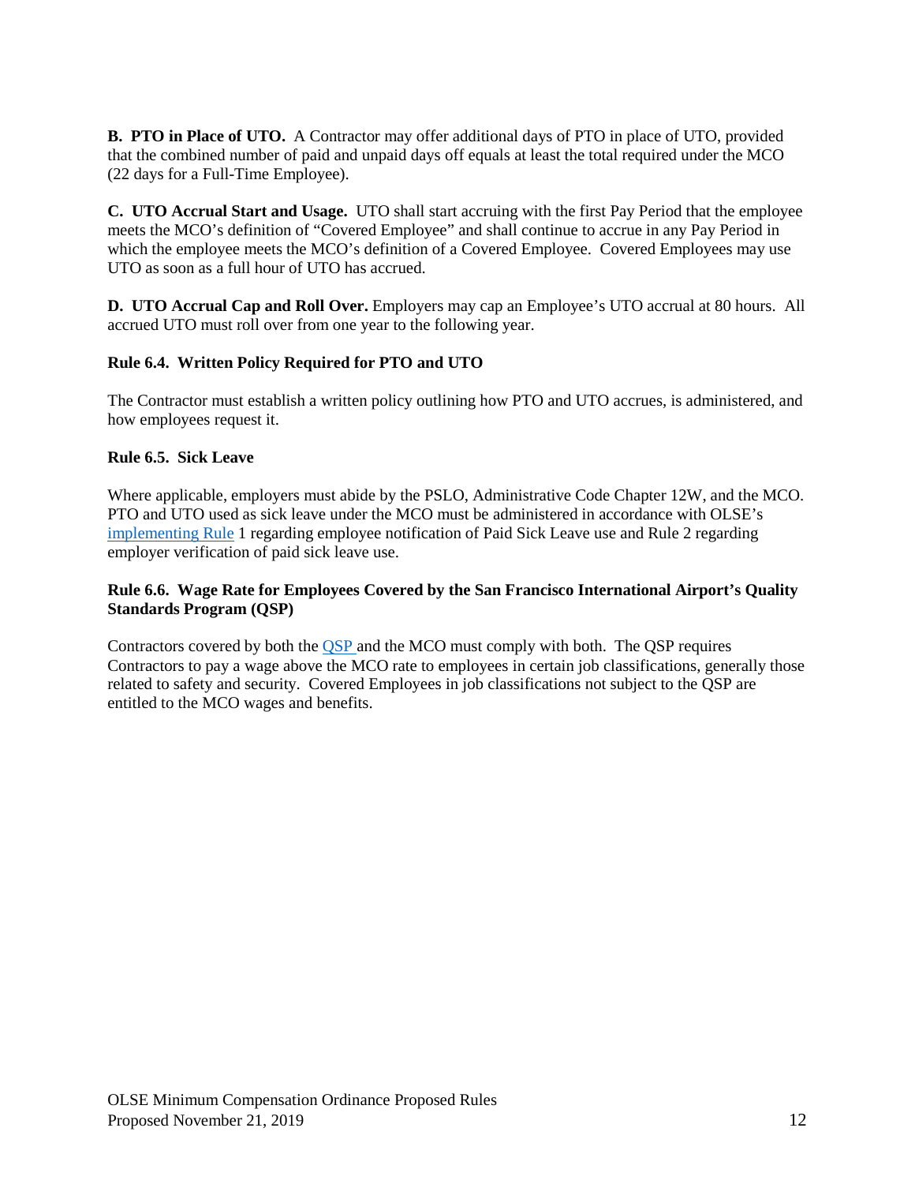**B. PTO in Place of UTO.** A Contractor may offer additional days of PTO in place of UTO, provided that the combined number of paid and unpaid days off equals at least the total required under the MCO (22 days for a Full-Time Employee).

**C. UTO Accrual Start and Usage.** UTO shall start accruing with the first Pay Period that the employee meets the MCO's definition of "Covered Employee" and shall continue to accrue in any Pay Period in which the employee meets the MCO's definition of a Covered Employee. Covered Employees may use UTO as soon as a full hour of UTO has accrued.

**D. UTO Accrual Cap and Roll Over.** Employers may cap an Employee's UTO accrual at 80 hours. All accrued UTO must roll over from one year to the following year.

### Rule 6.4. Written Policy Required for PTO and UTO

The Contractor must establish a written policy outlining how PTO and UTO accrues, is administered, and how employees request it.

### Rule 6.5. Sick Leave

Where applicable, employers must abide by the PSLO, Administrative Code Chapter 12W, and the MCO. PTO and UTO used as sick leave under the MCO must be administered in accordance with OLSE's implementing Rule 1 regarding employee notification of Paid Sick Leave use and Rule 2 regarding employer verification of paid sick leave use.

### Rule 6.6. Wage Rate for Employees Covered by the San Francisco International Airport's Quality Standards Program (QSP)

Contractors covered by both the QSP and the MCO must comply with both. The QSP requires Contractors to pay a wage above the MCO rate to employees in certain job classifications, generally those related to safety and security. Covered Employees in job classifications not subject to the QSP are entitled to the MCO wages and benefits.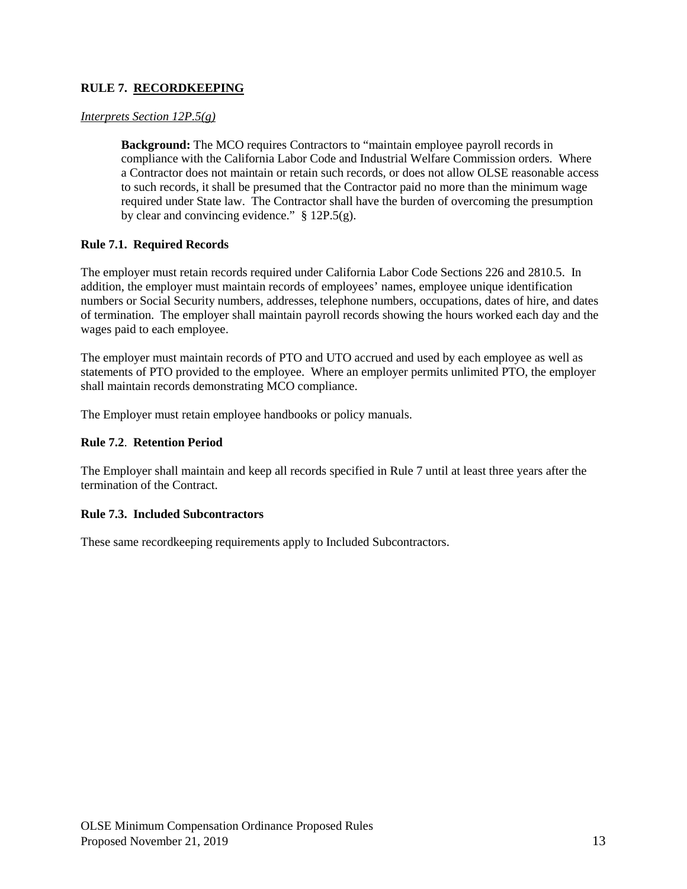## RULE 7. <u>RECORDKEEPING</u>

*Interprets Section 12P.5(g)*

> **Background:** The MCO requires Contractors to "maintain employee payroll records in compliance with the California Labor Code and Industrial Welfare Commission orders. Where a Contractor does not maintain or retain such records, or does not allow OLSE reasonable access to such records, it shall be presumed that the Contractor paid no more than the minimum wage required under State law. The Contractor shall have the burden of overcoming the presumption by clear and convincing evidence." § 12P.5(g).

### Rule 7.1. Required Records

The employer must retain records required under California Labor Code Sections 226 and 2810.5. In addition, the employer must maintain records of employees' names, employee unique identification numbers or Social Security numbers, addresses, telephone numbers, occupations, dates of hire, and dates of termination. The employer shall maintain payroll records showing the hours worked each day and the wages paid to each employee.

The employer must maintain records of PTO and UTO accrued and used by each employee as well as statements of PTO provided to the employee. Where an employer permits unlimited PTO, the employer shall maintain records demonstrating MCO compliance.

The Employer must retain employee handbooks or policy manuals.

### Rule 7.2. Retention Period

The Employer shall maintain and keep all records specified in Rule 7 until at least three years after the termination of the Contract.

### Rule 7.3. Included Subcontractors

These same recordkeeping requirements apply to Included Subcontractors.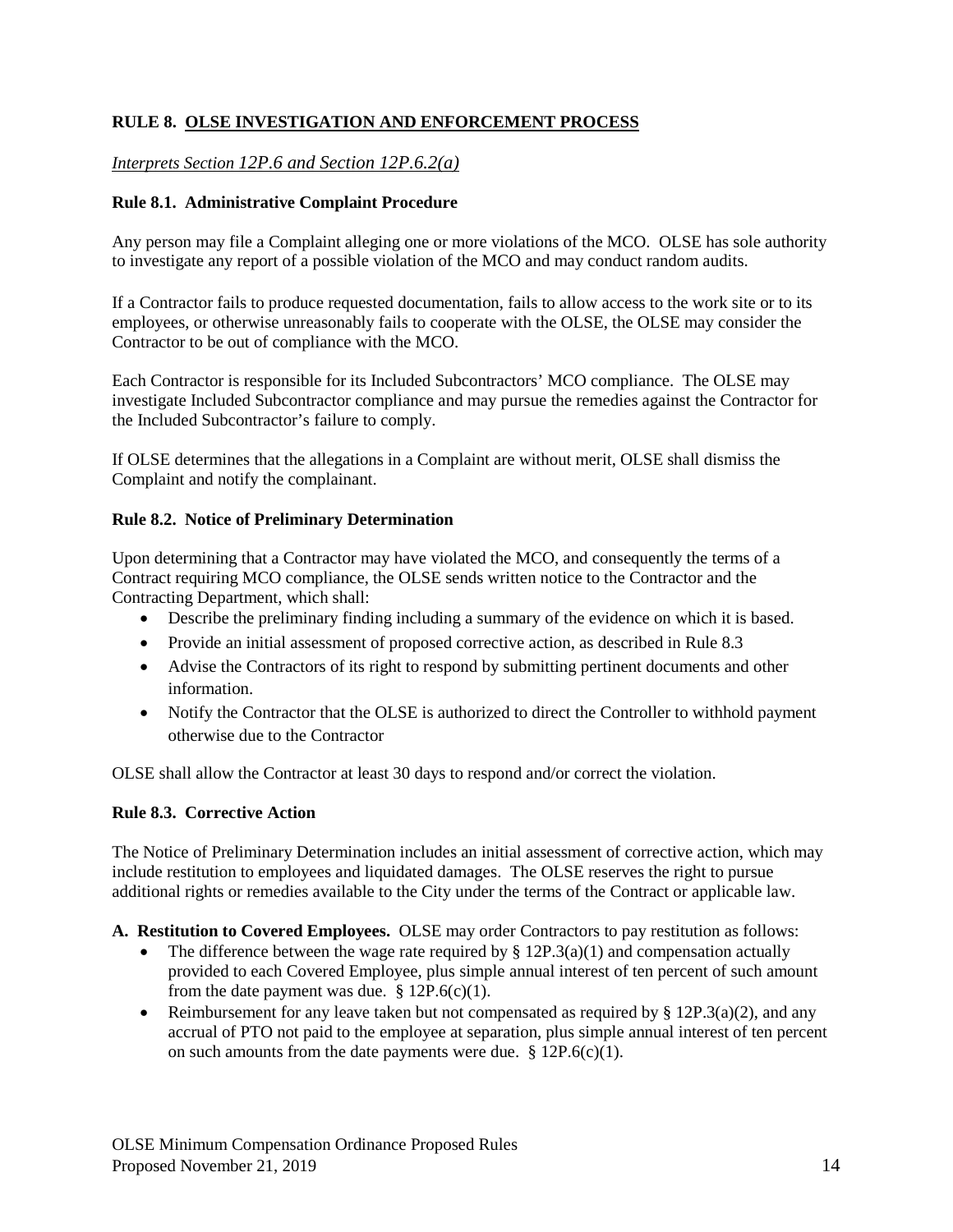## RULE 8. OLSE INVESTIGATION AND ENFORCEMENT PROCESS

*Interprets Section 12P.6 and Section 12P.6.2(a)*

### Rule 8.1. Administrative Complaint Procedure

Any person may file a Complaint alleging one or more violations of the MCO. OLSE has sole authority to investigate any report of a possible violation of the MCO and may conduct random audits.

If a Contractor fails to produce requested documentation, fails to allow access to the work site or to its employees, or otherwise unreasonably fails to cooperate with the OLSE, the OLSE may consider the Contractor to be out of compliance with the MCO.

Each Contractor is responsible for its Included Subcontractors' MCO compliance. The OLSE may investigate Included Subcontractor compliance and may pursue the remedies against the Contractor for the Included Subcontractor's failure to comply.

If OLSE determines that the allegations in a Complaint are without merit, OLSE shall dismiss the Complaint and notify the complainant.

### Rule 8.2. Notice of Preliminary Determination

Upon determining that a Contractor may have violated the MCO, and consequently the terms of a Contract requiring MCO compliance, the OLSE sends written notice to the Contractor and the Contracting Department, which shall:

- Describe the preliminary finding including a summary of the evidence on which it is based.
- Provide an initial assessment of proposed corrective action, as described in Rule 8.3
- Advise the Contractors of its right to respond by submitting pertinent documents and other information.
- Notify the Contractor that the OLSE is authorized to direct the Controller to withhold payment otherwise due to the Contractor

OLSE shall allow the Contractor at least 30 days to respond and/or correct the violation.

### Rule 8.3. Corrective Action

The Notice of Preliminary Determination includes an initial assessment of corrective action, which may include restitution to employees and liquidated damages. The OLSE reserves the right to pursue additional rights or remedies available to the City under the terms of the Contract or applicable law.

**A. Restitution to Covered Employees.** OLSE may order Contractors to pay restitution as follows:

- The difference between the wage rate required by § 12P.3(a)(1) and compensation actually provided to each Covered Employee, plus simple annual interest of ten percent of such amount from the date payment was due. § 12P.6(c)(1).
- Reimbursement for any leave taken but not compensated as required by § 12P.3(a)(2), and any accrual of PTO not paid to the employee at separation, plus simple annual interest of ten percent on such amounts from the date payments were due. § 12P.6(c)(1).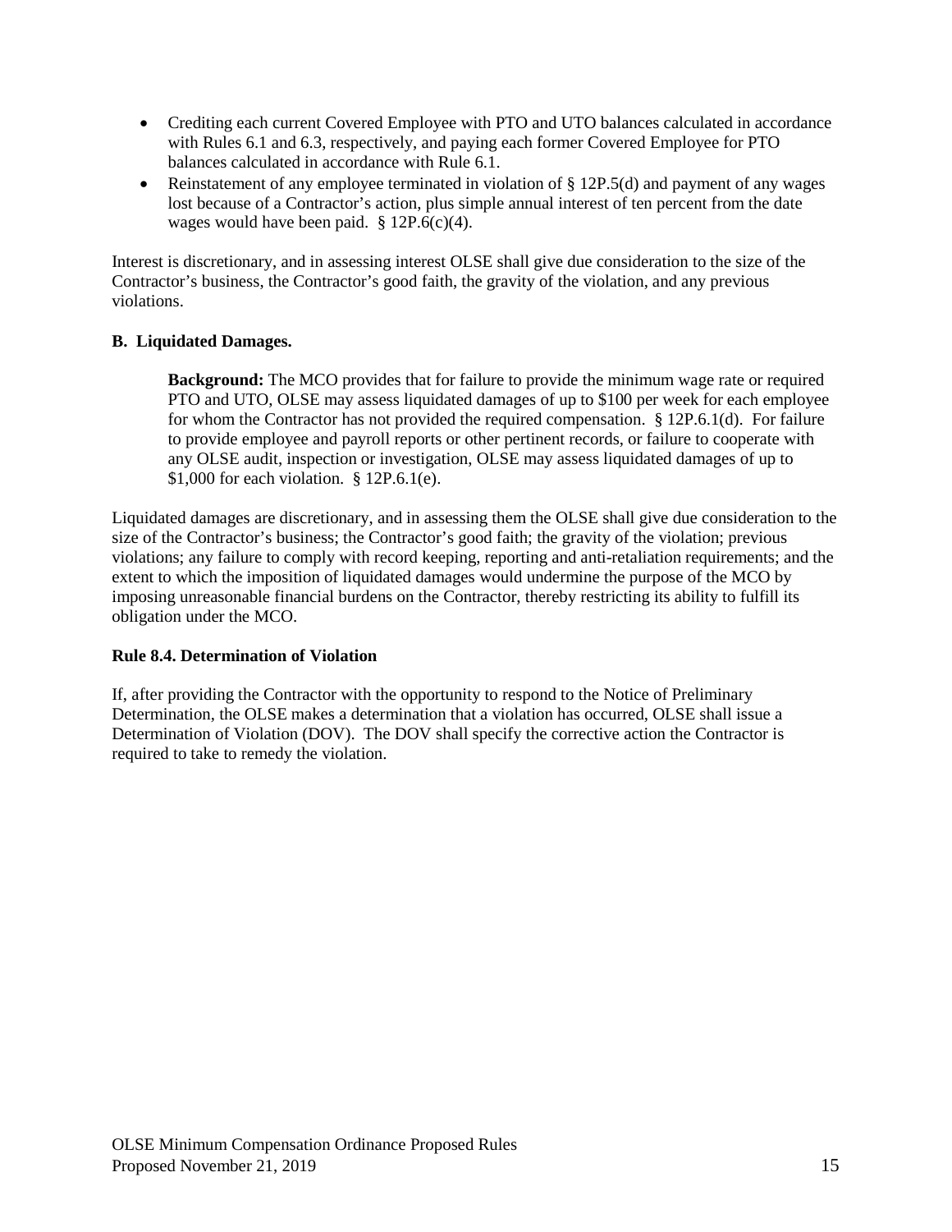- Crediting each current Covered Employee with PTO and UTO balances calculated in accordance with Rules 6.1 and 6.3, respectively, and paying each former Covered Employee for PTO balances calculated in accordance with Rule 6.1.
- Reinstatement of any employee terminated in violation of § 12P.5(d) and payment of any wages lost because of a Contractor's action, plus simple annual interest of ten percent from the date wages would have been paid. § 12P.6(c)(4).

Interest is discretionary, and in assessing interest OLSE shall give due consideration to the size of the Contractor's business, the Contractor's good faith, the gravity of the violation, and any previous violations.

**B. Liquidated Damages.**

> **Background:** The MCO provides that for failure to provide the minimum wage rate or required PTO and UTO, OLSE may assess liquidated damages of up to $100 per week for each employee for whom the Contractor has not provided the required compensation. § 12P.6.1(d). For failure to provide employee and payroll reports or other pertinent records, or failure to cooperate with any OLSE audit, inspection or investigation, OLSE may assess liquidated damages of up to $1,000 for each violation. § 12P.6.1(e).

Liquidated damages are discretionary, and in assessing them the OLSE shall give due consideration to the size of the Contractor's business; the Contractor's good faith; the gravity of the violation; previous violations; any failure to comply with record keeping, reporting and anti-retaliation requirements; and the extent to which the imposition of liquidated damages would undermine the purpose of the MCO by imposing unreasonable financial burdens on the Contractor, thereby restricting its ability to fulfill its obligation under the MCO.

**Rule 8.4. Determination of Violation**

If, after providing the Contractor with the opportunity to respond to the Notice of Preliminary Determination, the OLSE makes a determination that a violation has occurred, OLSE shall issue a Determination of Violation (DOV). The DOV shall specify the corrective action the Contractor is required to take to remedy the violation.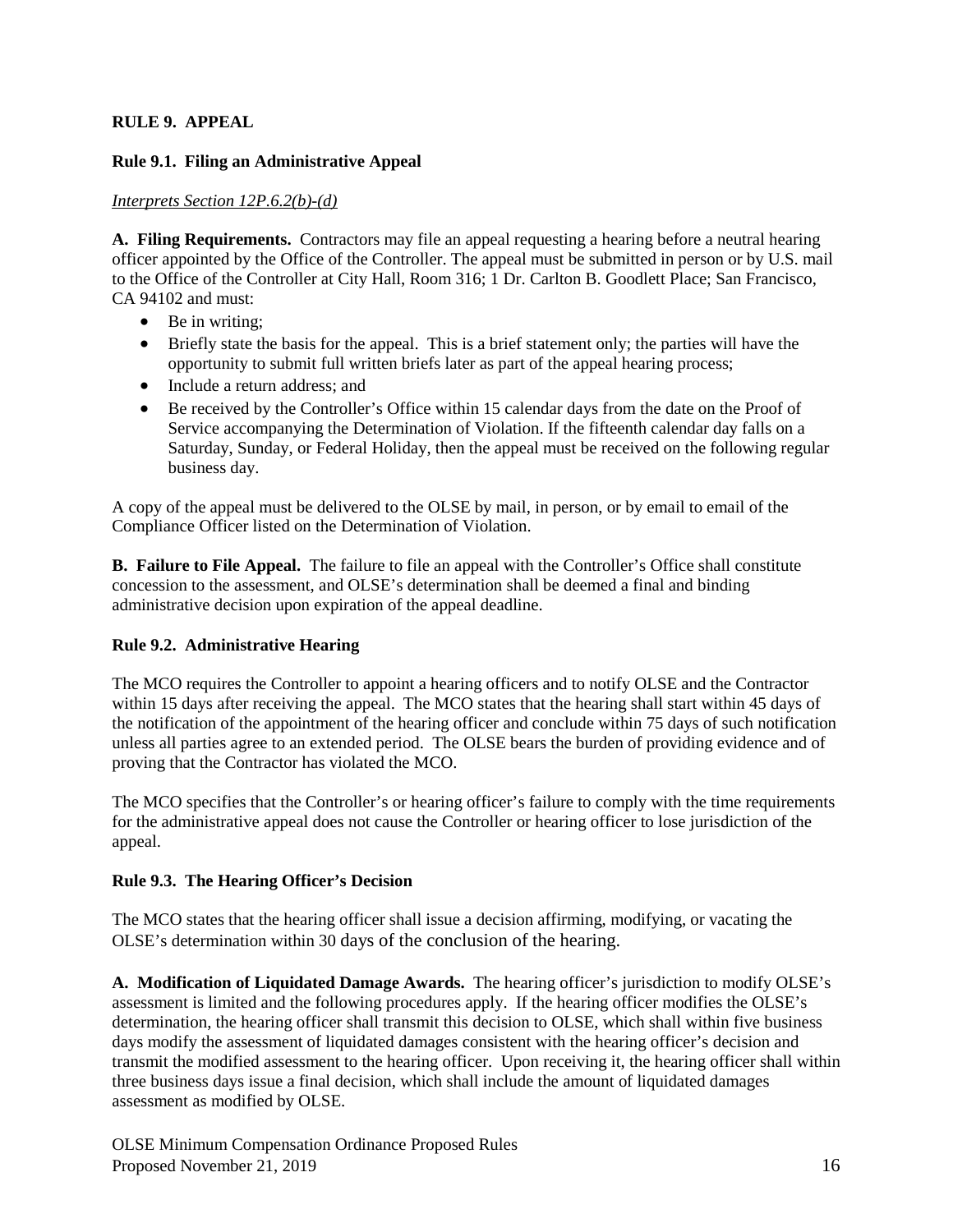## RULE 9. APPEAL

### Rule 9.1. Filing an Administrative Appeal

*Interprets Section 12P.6.2(b)-(d)*

**A. Filing Requirements.** Contractors may file an appeal requesting a hearing before a neutral hearing officer appointed by the Office of the Controller. The appeal must be submitted in person or by U.S. mail to the Office of the Controller at City Hall, Room 316; 1 Dr. Carlton B. Goodlett Place; San Francisco, CA 94102 and must:

- Be in writing;
- Briefly state the basis for the appeal. This is a brief statement only; the parties will have the opportunity to submit full written briefs later as part of the appeal hearing process;
- Include a return address; and
- Be received by the Controller's Office within 15 calendar days from the date on the Proof of Service accompanying the Determination of Violation. If the fifteenth calendar day falls on a Saturday, Sunday, or Federal Holiday, then the appeal must be received on the following regular business day.

A copy of the appeal must be delivered to the OLSE by mail, in person, or by email to email of the Compliance Officer listed on the Determination of Violation.

**B. Failure to File Appeal.** The failure to file an appeal with the Controller's Office shall constitute concession to the assessment, and OLSE's determination shall be deemed a final and binding administrative decision upon expiration of the appeal deadline.

### Rule 9.2. Administrative Hearing

The MCO requires the Controller to appoint a hearing officers and to notify OLSE and the Contractor within 15 days after receiving the appeal. The MCO states that the hearing shall start within 45 days of the notification of the appointment of the hearing officer and conclude within 75 days of such notification unless all parties agree to an extended period. The OLSE bears the burden of providing evidence and of proving that the Contractor has violated the MCO.

The MCO specifies that the Controller's or hearing officer's failure to comply with the time requirements for the administrative appeal does not cause the Controller or hearing officer to lose jurisdiction of the appeal.

### Rule 9.3. The Hearing Officer's Decision

The MCO states that the hearing officer shall issue a decision affirming, modifying, or vacating the OLSE's determination within 30 days of the conclusion of the hearing.

**A. Modification of Liquidated Damage Awards.** The hearing officer's jurisdiction to modify OLSE's assessment is limited and the following procedures apply. If the hearing officer modifies the OLSE's determination, the hearing officer shall transmit this decision to OLSE, which shall within five business days modify the assessment of liquidated damages consistent with the hearing officer's decision and transmit the modified assessment to the hearing officer. Upon receiving it, the hearing officer shall within three business days issue a final decision, which shall include the amount of liquidated damages assessment as modified by OLSE.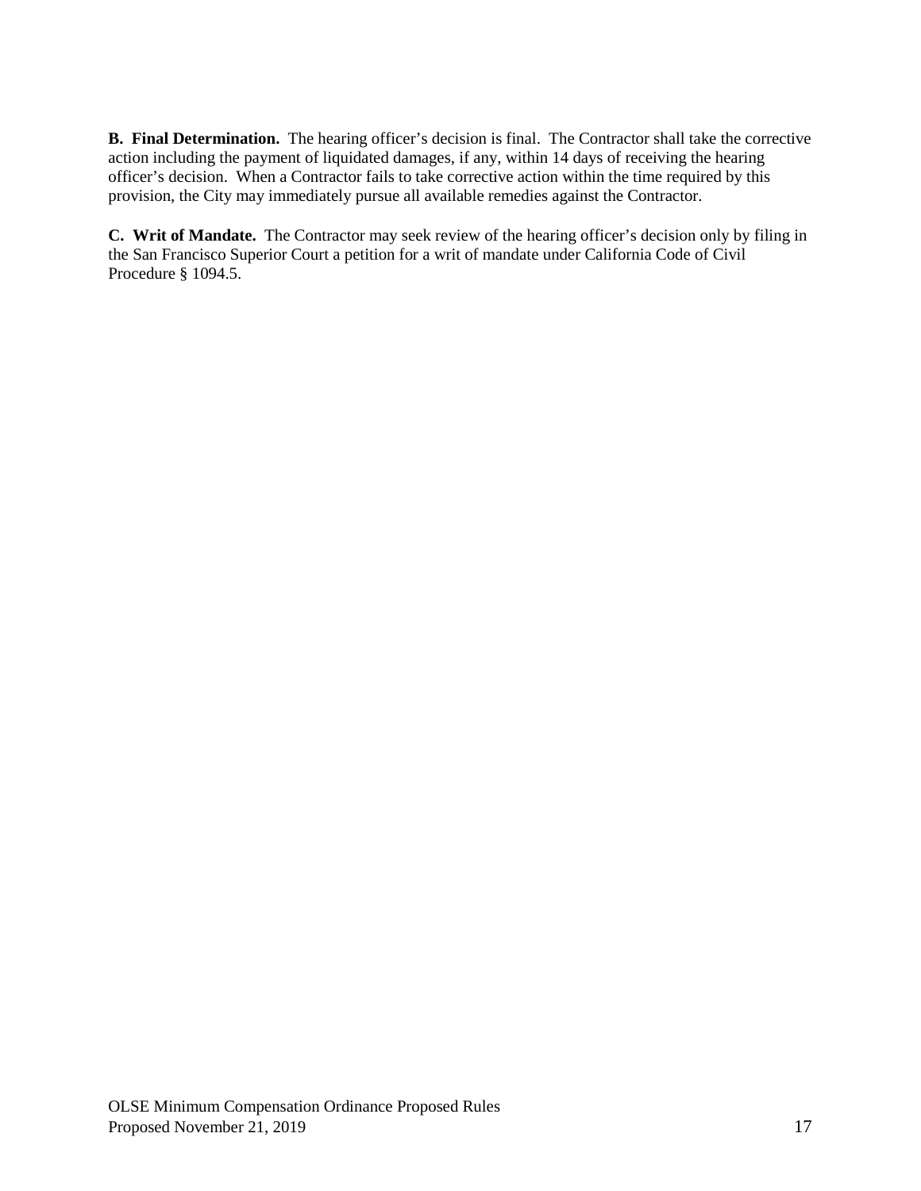**B. Final Determination.** The hearing officer's decision is final. The Contractor shall take the corrective action including the payment of liquidated damages, if any, within 14 days of receiving the hearing officer's decision. When a Contractor fails to take corrective action within the time required by this provision, the City may immediately pursue all available remedies against the Contractor.

**C. Writ of Mandate.** The Contractor may seek review of the hearing officer's decision only by filing in the San Francisco Superior Court a petition for a writ of mandate under California Code of Civil Procedure § 1094.5.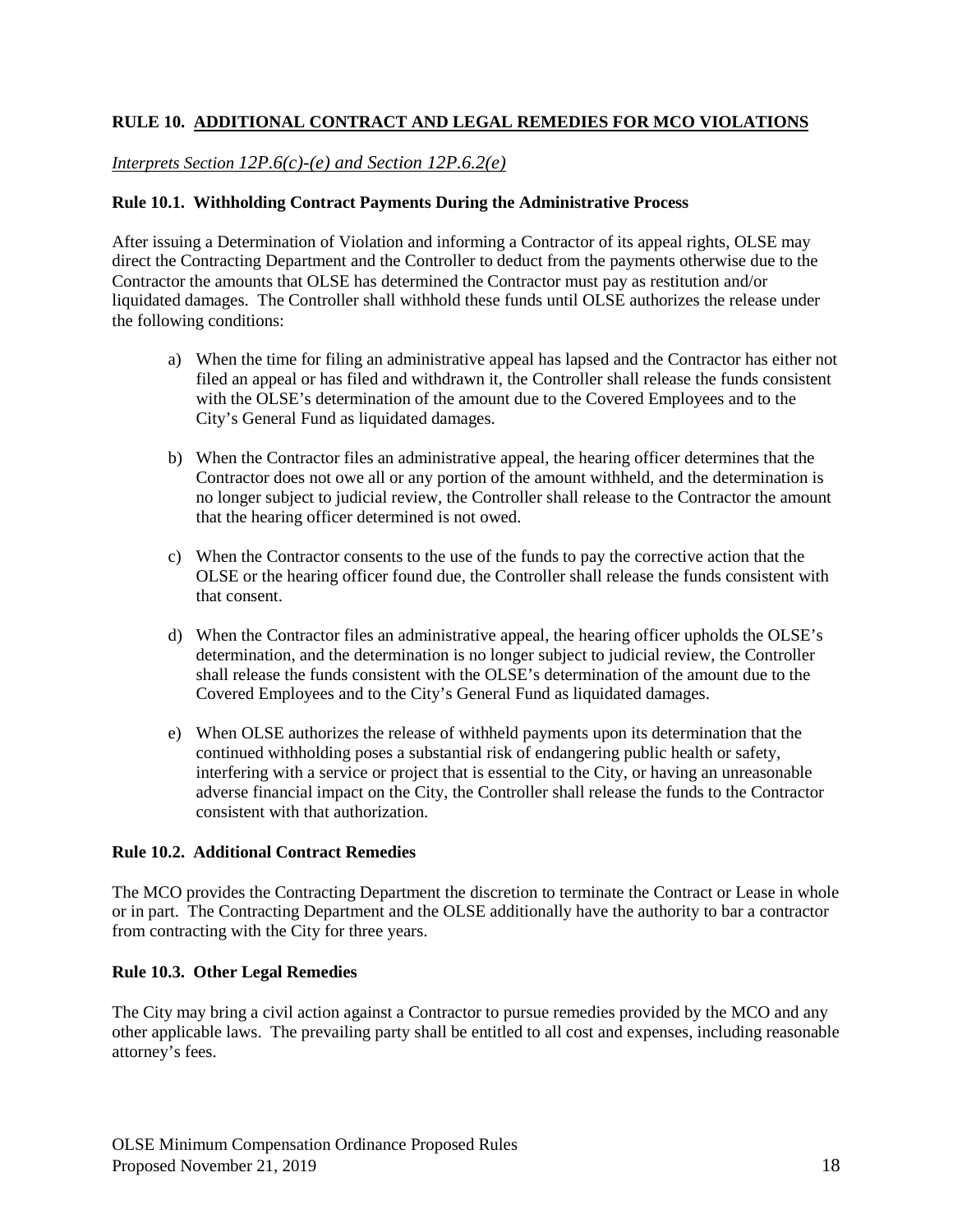## RULE 10. ADDITIONAL CONTRACT AND LEGAL REMEDIES FOR MCO VIOLATIONS

*Interprets Section 12P.6(c)-(e) and Section 12P.6.2(e)*

### Rule 10.1. Withholding Contract Payments During the Administrative Process

After issuing a Determination of Violation and informing a Contractor of its appeal rights, OLSE may direct the Contracting Department and the Controller to deduct from the payments otherwise due to the Contractor the amounts that OLSE has determined the Contractor must pay as restitution and/or liquidated damages. The Controller shall withhold these funds until OLSE authorizes the release under the following conditions:

a) When the time for filing an administrative appeal has lapsed and the Contractor has either not filed an appeal or has filed and withdrawn it, the Controller shall release the funds consistent with the OLSE's determination of the amount due to the Covered Employees and to the City's General Fund as liquidated damages.

b) When the Contractor files an administrative appeal, the hearing officer determines that the Contractor does not owe all or any portion of the amount withheld, and the determination is no longer subject to judicial review, the Controller shall release to the Contractor the amount that the hearing officer determined is not owed.

c) When the Contractor consents to the use of the funds to pay the corrective action that the OLSE or the hearing officer found due, the Controller shall release the funds consistent with that consent.

d) When the Contractor files an administrative appeal, the hearing officer upholds the OLSE's determination, and the determination is no longer subject to judicial review, the Controller shall release the funds consistent with the OLSE's determination of the amount due to the Covered Employees and to the City's General Fund as liquidated damages.

e) When OLSE authorizes the release of withheld payments upon its determination that the continued withholding poses a substantial risk of endangering public health or safety, interfering with a service or project that is essential to the City, or having an unreasonable adverse financial impact on the City, the Controller shall release the funds to the Contractor consistent with that authorization.

### Rule 10.2. Additional Contract Remedies

The MCO provides the Contracting Department the discretion to terminate the Contract or Lease in whole or in part. The Contracting Department and the OLSE additionally have the authority to bar a contractor from contracting with the City for three years.

### Rule 10.3. Other Legal Remedies

The City may bring a civil action against a Contractor to pursue remedies provided by the MCO and any other applicable laws. The prevailing party shall be entitled to all cost and expenses, including reasonable attorney's fees.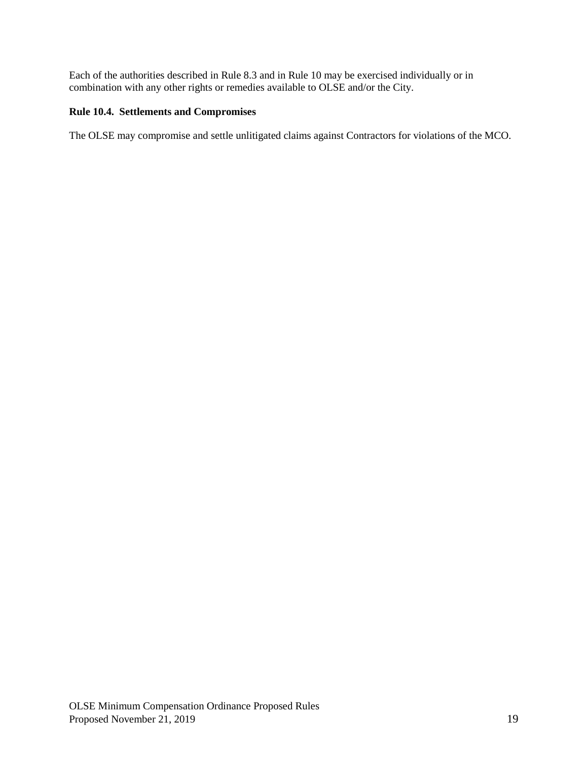Each of the authorities described in Rule 8.3 and in Rule 10 may be exercised individually or in combination with any other rights or remedies available to OLSE and/or the City.

**Rule 10.4. Settlements and Compromises**

The OLSE may compromise and settle unlitigated claims against Contractors for violations of the MCO.